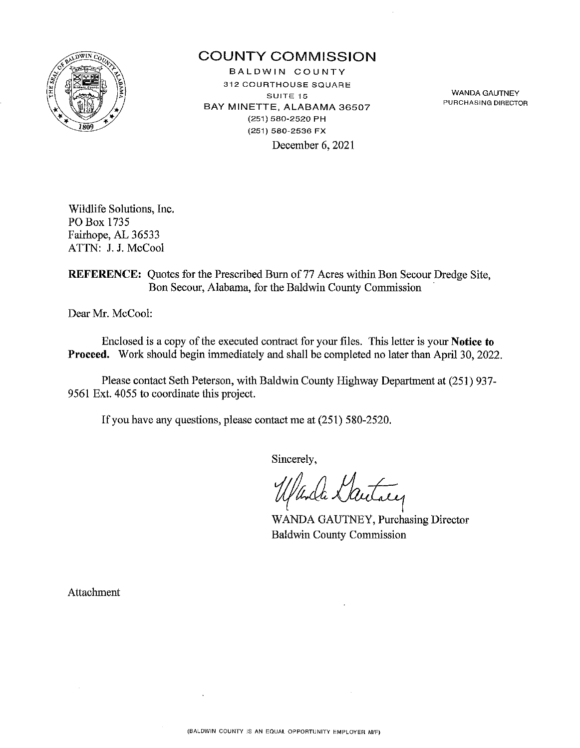# COUNTY COMMISSION

BALDWIN COUNTY
312 COURTHOUSE SQUARE
SUITE 15
BAY MINETTE, ALABAMA 36507
(251) 580-2520 PH
(251) 580-2536 FX

WANDA GAUTNEY
PURCHASING DIRECTOR

December 6, 2021

Wildlife Solutions, Inc.
PO Box 1735
Fairhope, AL 36533
ATTN: J. J. McCool

**REFERENCE:** Quotes for the Prescribed Burn of 77 Acres within Bon Secour Dredge Site, Bon Secour, Alabama, for the Baldwin County Commission

Dear Mr. McCool:

Enclosed is a copy of the executed contract for your files. This letter is your **Notice to Proceed.** Work should begin immediately and shall be completed no later than April 30, 2022.

Please contact Seth Peterson, with Baldwin County Highway Department at (251) 937-9561 Ext. 4055 to coordinate this project.

If you have any questions, please contact me at (251) 580-2520.

Sincerely,

WANDA GAUTNEY, Purchasing Director
Baldwin County Commission

Attachment

(BALDWIN COUNTY IS AN EQUAL OPPORTUNITY EMPLOYER M/F)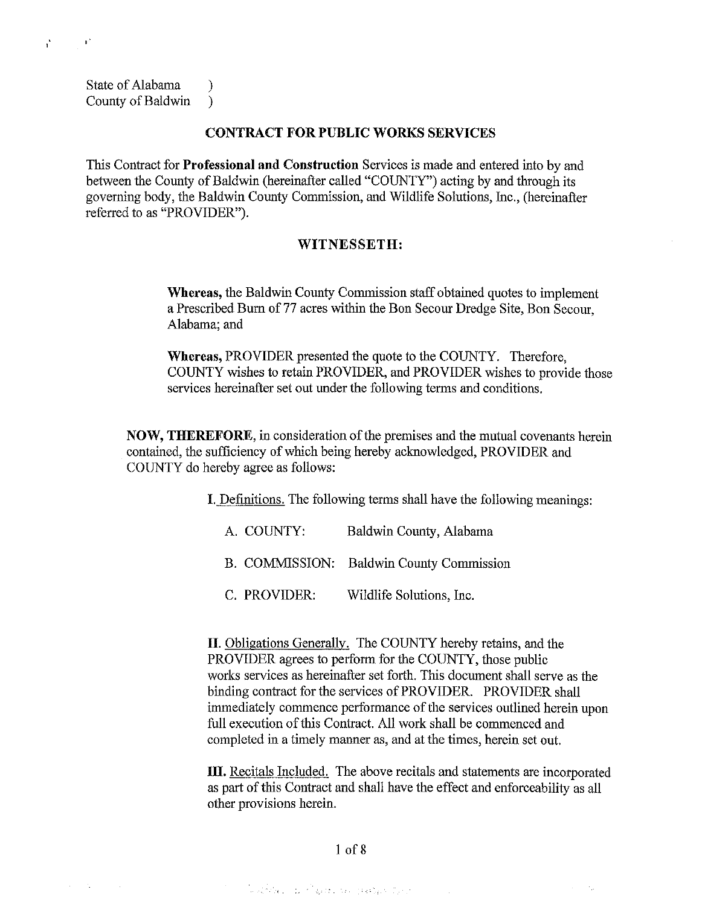State of Alabama )
County of Baldwin )

## CONTRACT FOR PUBLIC WORKS SERVICES

This Contract for **Professional and Construction** Services is made and entered into by and between the County of Baldwin (hereinafter called "COUNTY") acting by and through its governing body, the Baldwin County Commission, and Wildlife Solutions, Inc., (hereinafter referred to as "PROVIDER").

### WITNESSETH:

**Whereas,** the Baldwin County Commission staff obtained quotes to implement a Prescribed Burn of 77 acres within the Bon Secour Dredge Site, Bon Secour, Alabama; and

**Whereas,** PROVIDER presented the quote to the COUNTY. Therefore, COUNTY wishes to retain PROVIDER, and PROVIDER wishes to provide those services hereinafter set out under the following terms and conditions.

**NOW, THEREFORE,** in consideration of the premises and the mutual covenants herein contained, the sufficiency of which being hereby acknowledged, PROVIDER and COUNTY do hereby agree as follows:

**I.** Definitions. The following terms shall have the following meanings:

A. COUNTY: Baldwin County, Alabama

B. COMMISSION: Baldwin County Commission

C. PROVIDER: Wildlife Solutions, Inc.

**II.** Obligations Generally. The COUNTY hereby retains, and the PROVIDER agrees to perform for the COUNTY, those public works services as hereinafter set forth. This document shall serve as the binding contract for the services of PROVIDER. PROVIDER shall immediately commence performance of the services outlined herein upon full execution of this Contract. All work shall be commenced and completed in a timely manner as, and at the times, herein set out.

**III.** Recitals Included. The above recitals and statements are incorporated as part of this Contract and shall have the effect and enforceability as all other provisions herein.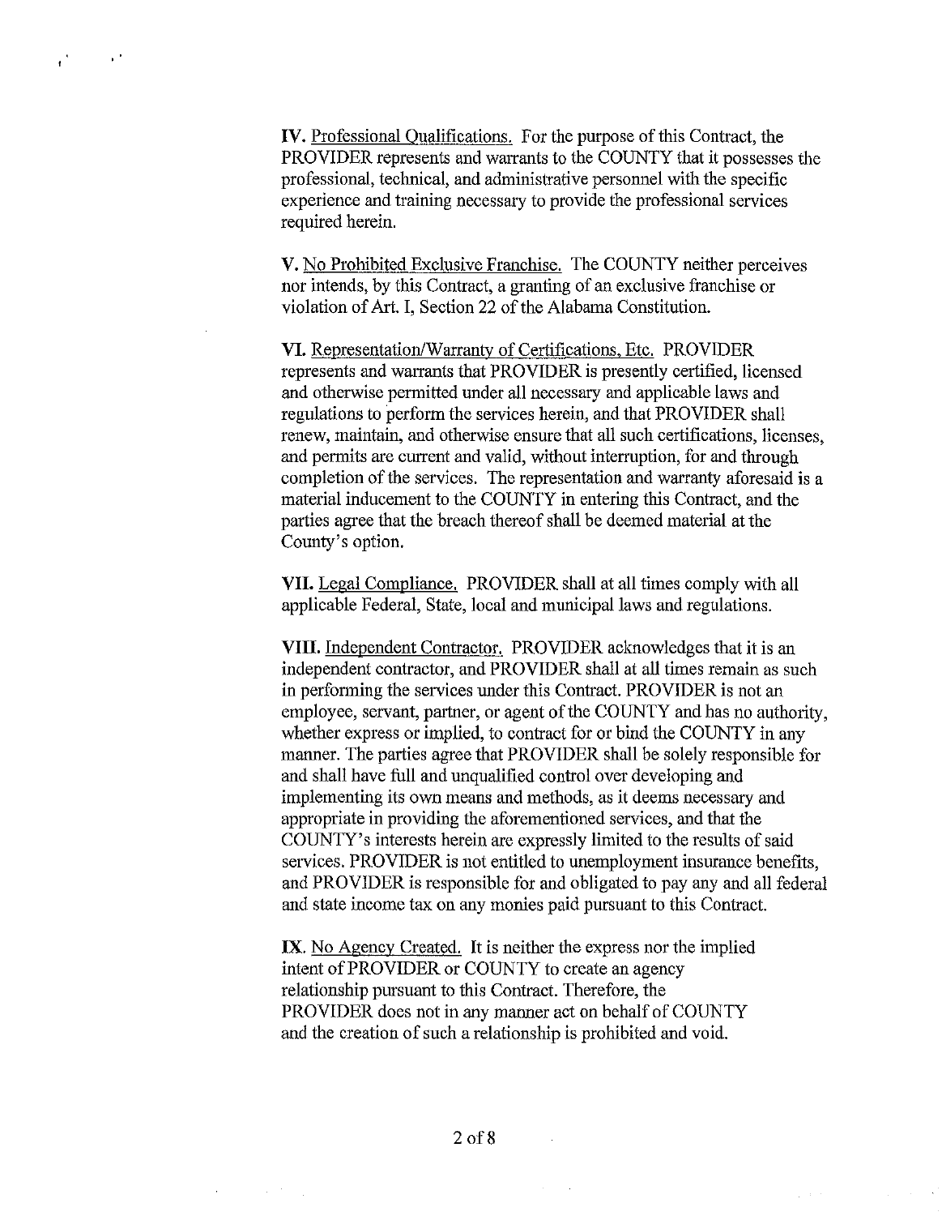**IV.** Professional Qualifications. For the purpose of this Contract, the PROVIDER represents and warrants to the COUNTY that it possesses the professional, technical, and administrative personnel with the specific experience and training necessary to provide the professional services required herein.

**V.** No Prohibited Exclusive Franchise. The COUNTY neither perceives nor intends, by this Contract, a granting of an exclusive franchise or violation of Art. I, Section 22 of the Alabama Constitution.

**VI.** Representation/Warranty of Certifications, Etc. PROVIDER represents and warrants that PROVIDER is presently certified, licensed and otherwise permitted under all necessary and applicable laws and regulations to perform the services herein, and that PROVIDER shall renew, maintain, and otherwise ensure that all such certifications, licenses, and permits are current and valid, without interruption, for and through completion of the services. The representation and warranty aforesaid is a material inducement to the COUNTY in entering this Contract, and the parties agree that the breach thereof shall be deemed material at the County's option.

**VII.** Legal Compliance. PROVIDER shall at all times comply with all applicable Federal, State, local and municipal laws and regulations.

**VIII.** Independent Contractor. PROVIDER acknowledges that it is an independent contractor, and PROVIDER shall at all times remain as such in performing the services under this Contract. PROVIDER is not an employee, servant, partner, or agent of the COUNTY and has no authority, whether express or implied, to contract for or bind the COUNTY in any manner. The parties agree that PROVIDER shall be solely responsible for and shall have full and unqualified control over developing and implementing its own means and methods, as it deems necessary and appropriate in providing the aforementioned services, and that the COUNTY's interests herein are expressly limited to the results of said services. PROVIDER is not entitled to unemployment insurance benefits, and PROVIDER is responsible for and obligated to pay any and all federal and state income tax on any monies paid pursuant to this Contract.

**IX.** No Agency Created. It is neither the express nor the implied intent of PROVIDER or COUNTY to create an agency relationship pursuant to this Contract. Therefore, the PROVIDER does not in any manner act on behalf of COUNTY and the creation of such a relationship is prohibited and void.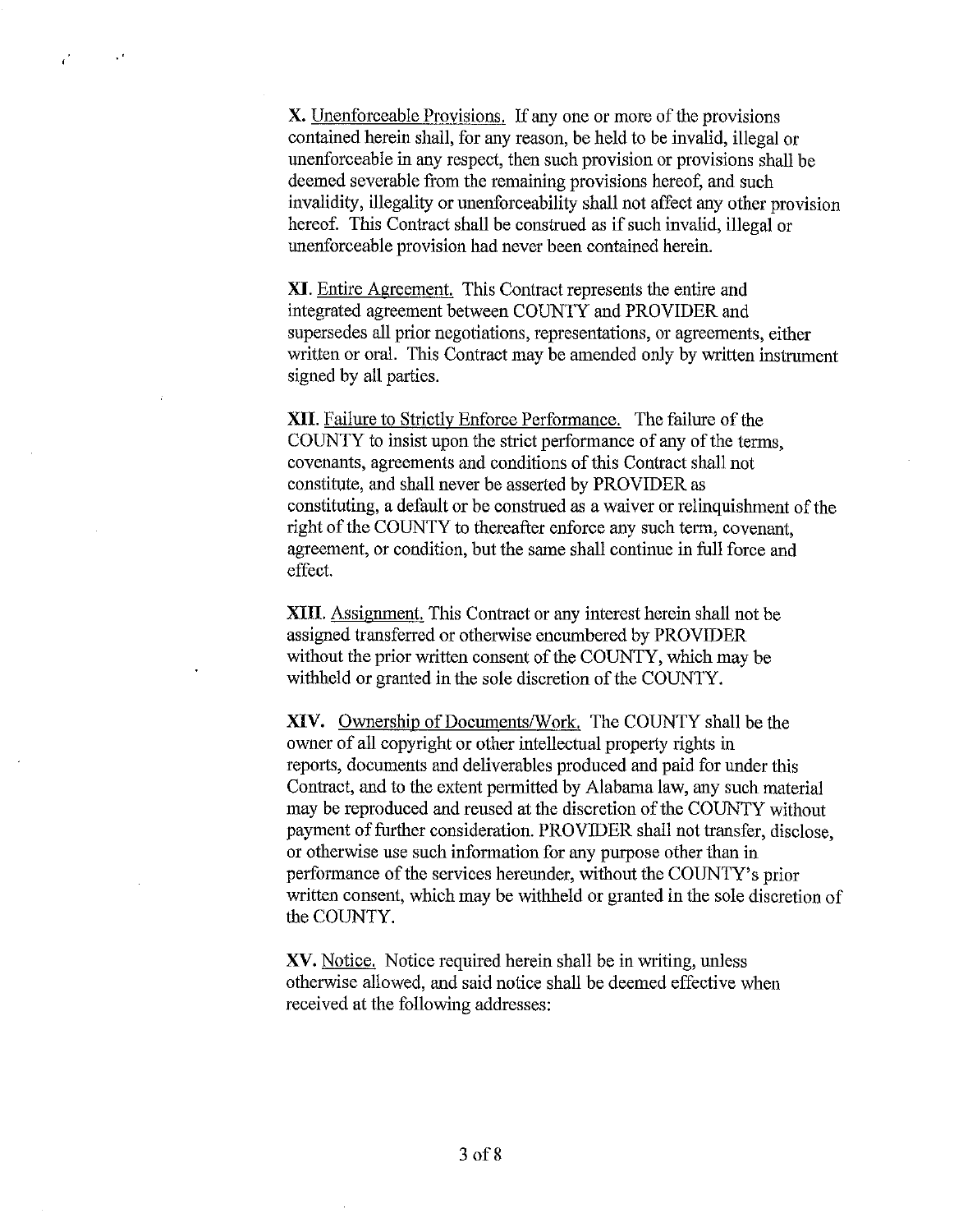**X.** Unenforceable Provisions. If any one or more of the provisions contained herein shall, for any reason, be held to be invalid, illegal or unenforceable in any respect, then such provision or provisions shall be deemed severable from the remaining provisions hereof, and such invalidity, illegality or unenforceability shall not affect any other provision hereof. This Contract shall be construed as if such invalid, illegal or unenforceable provision had never been contained herein.

**XI.** Entire Agreement. This Contract represents the entire and integrated agreement between COUNTY and PROVIDER and supersedes all prior negotiations, representations, or agreements, either written or oral. This Contract may be amended only by written instrument signed by all parties.

**XII.** Failure to Strictly Enforce Performance. The failure of the COUNTY to insist upon the strict performance of any of the terms, covenants, agreements and conditions of this Contract shall not constitute, and shall never be asserted by PROVIDER as constituting, a default or be construed as a waiver or relinquishment of the right of the COUNTY to thereafter enforce any such term, covenant, agreement, or condition, but the same shall continue in full force and effect.

**XIII.** Assignment. This Contract or any interest herein shall not be assigned transferred or otherwise encumbered by PROVIDER without the prior written consent of the COUNTY, which may be withheld or granted in the sole discretion of the COUNTY.

**XIV.** Ownership of Documents/Work. The COUNTY shall be the owner of all copyright or other intellectual property rights in reports, documents and deliverables produced and paid for under this Contract, and to the extent permitted by Alabama law, any such material may be reproduced and reused at the discretion of the COUNTY without payment of further consideration. PROVIDER shall not transfer, disclose, or otherwise use such information for any purpose other than in performance of the services hereunder, without the COUNTY's prior written consent, which may be withheld or granted in the sole discretion of the COUNTY.

**XV.** Notice. Notice required herein shall be in writing, unless otherwise allowed, and said notice shall be deemed effective when received at the following addresses: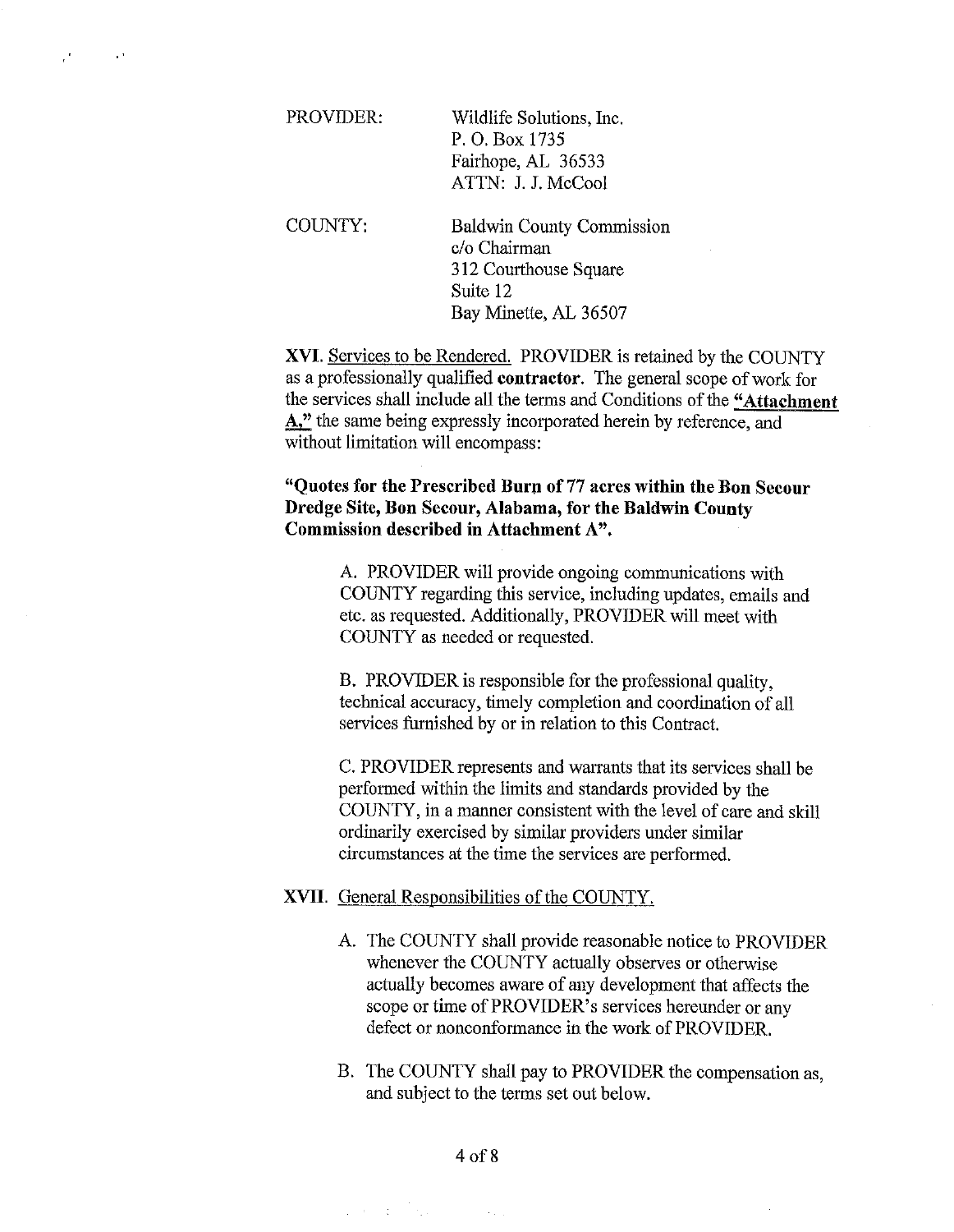PROVIDER: Wildlife Solutions, Inc.
P. O. Box 1735
Fairhope, AL 36533
ATTN: J. J. McCool

COUNTY: Baldwin County Commission
c/o Chairman
312 Courthouse Square
Suite 12
Bay Minette, AL 36507

**XVI.** Services to be Rendered. PROVIDER is retained by the COUNTY as a professionally qualified **contractor**. The general scope of work for the services shall include all the terms and Conditions of the **"Attachment A,"** the same being expressly incorporated herein by reference, and without limitation will encompass:

**"Quotes for the Prescribed Burn of 77 acres within the Bon Secour Dredge Site, Bon Secour, Alabama, for the Baldwin County Commission described in Attachment A".**

A. PROVIDER will provide ongoing communications with COUNTY regarding this service, including updates, emails and etc. as requested. Additionally, PROVIDER will meet with COUNTY as needed or requested.

B. PROVIDER is responsible for the professional quality, technical accuracy, timely completion and coordination of all services furnished by or in relation to this Contract.

C. PROVIDER represents and warrants that its services shall be performed within the limits and standards provided by the COUNTY, in a manner consistent with the level of care and skill ordinarily exercised by similar providers under similar circumstances at the time the services are performed.

**XVII.** General Responsibilities of the COUNTY.

A. The COUNTY shall provide reasonable notice to PROVIDER whenever the COUNTY actually observes or otherwise actually becomes aware of any development that affects the scope or time of PROVIDER's services hereunder or any defect or nonconformance in the work of PROVIDER.

B. The COUNTY shall pay to PROVIDER the compensation as, and subject to the terms set out below.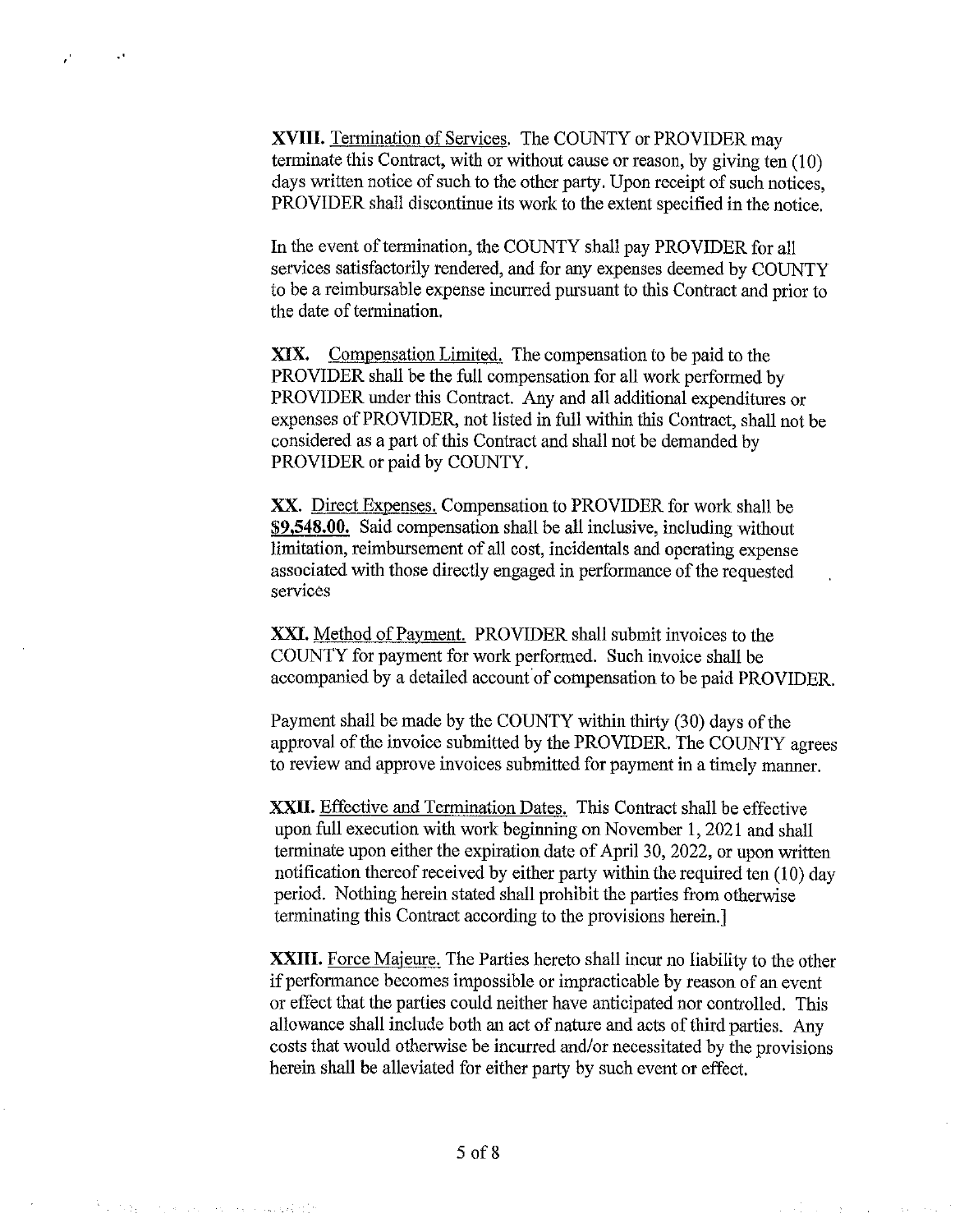**XVIII.** Termination of Services. The COUNTY or PROVIDER may terminate this Contract, with or without cause or reason, by giving ten (10) days written notice of such to the other party. Upon receipt of such notices, PROVIDER shall discontinue its work to the extent specified in the notice.

In the event of termination, the COUNTY shall pay PROVIDER for all services satisfactorily rendered, and for any expenses deemed by COUNTY to be a reimbursable expense incurred pursuant to this Contract and prior to the date of termination.

**XIX.** Compensation Limited. The compensation to be paid to the PROVIDER shall be the full compensation for all work performed by PROVIDER under this Contract. Any and all additional expenditures or expenses of PROVIDER, not listed in full within this Contract, shall not be considered as a part of this Contract and shall not be demanded by PROVIDER or paid by COUNTY.

**XX.** Direct Expenses. Compensation to PROVIDER for work shall be **$9,548.00.** Said compensation shall be all inclusive, including without limitation, reimbursement of all cost, incidentals and operating expense associated with those directly engaged in performance of the requested services

**XXI.** Method of Payment. PROVIDER shall submit invoices to the COUNTY for payment for work performed. Such invoice shall be accompanied by a detailed account of compensation to be paid PROVIDER.

Payment shall be made by the COUNTY within thirty (30) days of the approval of the invoice submitted by the PROVIDER. The COUNTY agrees to review and approve invoices submitted for payment in a timely manner.

**XXII.** Effective and Termination Dates. This Contract shall be effective upon full execution with work beginning on November 1, 2021 and shall terminate upon either the expiration date of April 30, 2022, or upon written notification thereof received by either party within the required ten (10) day period. Nothing herein stated shall prohibit the parties from otherwise terminating this Contract according to the provisions herein.]

**XXIII.** Force Majeure. The Parties hereto shall incur no liability to the other if performance becomes impossible or impracticable by reason of an event or effect that the parties could neither have anticipated nor controlled. This allowance shall include both an act of nature and acts of third parties. Any costs that would otherwise be incurred and/or necessitated by the provisions herein shall be alleviated for either party by such event or effect.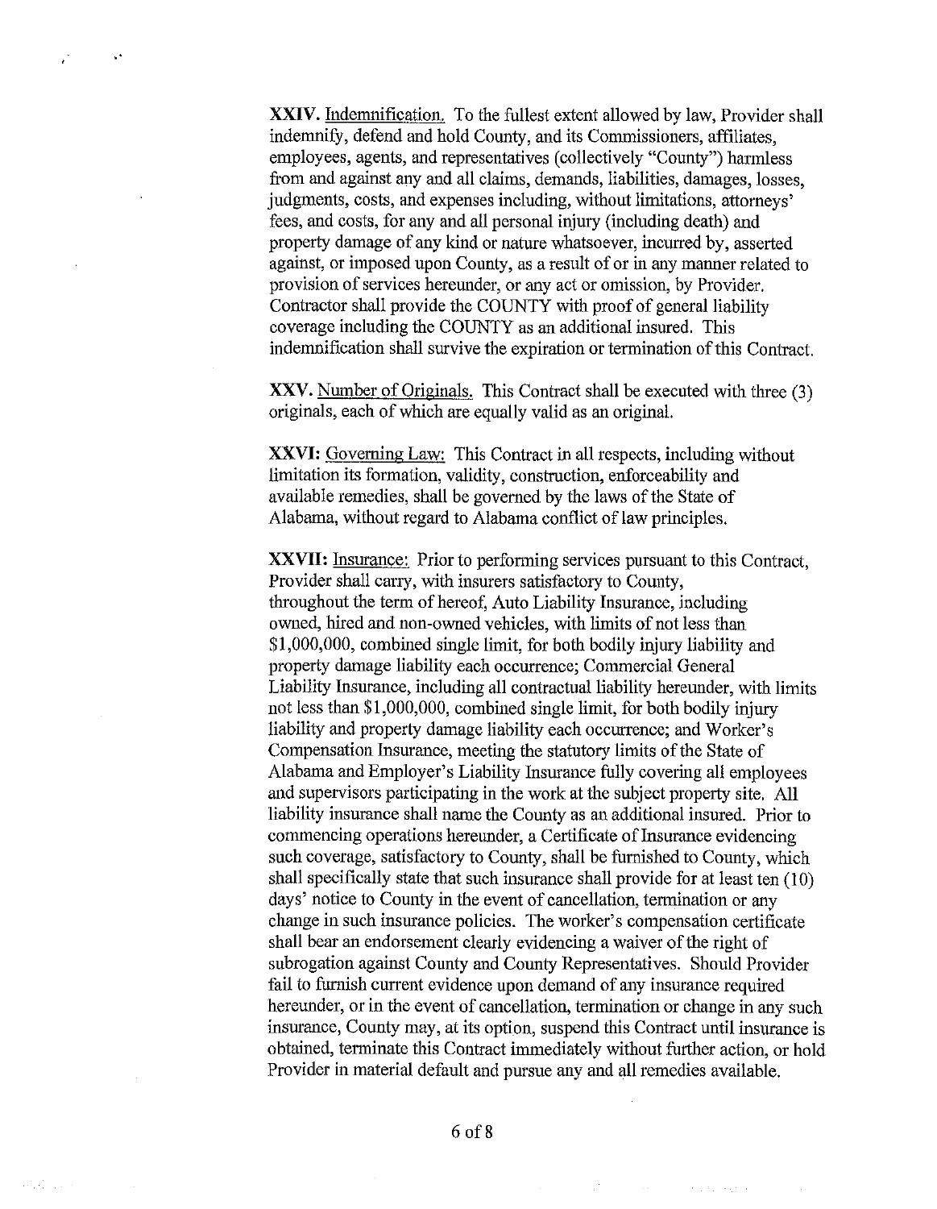**XXIV.** Indemnification. To the fullest extent allowed by law, Provider shall indemnify, defend and hold County, and its Commissioners, affiliates, employees, agents, and representatives (collectively "County") harmless from and against any and all claims, demands, liabilities, damages, losses, judgments, costs, and expenses including, without limitations, attorneys' fees, and costs, for any and all personal injury (including death) and property damage of any kind or nature whatsoever, incurred by, asserted against, or imposed upon County, as a result of or in any manner related to provision of services hereunder, or any act or omission, by Provider. Contractor shall provide the COUNTY with proof of general liability coverage including the COUNTY as an additional insured. This indemnification shall survive the expiration or termination of this Contract.

**XXV.** Number of Originals. This Contract shall be executed with three (3) originals, each of which are equally valid as an original.

**XXVI:** Governing Law: This Contract in all respects, including without limitation its formation, validity, construction, enforceability and available remedies, shall be governed by the laws of the State of Alabama, without regard to Alabama conflict of law principles.

**XXVII:** Insurance: Prior to performing services pursuant to this Contract, Provider shall carry, with insurers satisfactory to County, throughout the term of hereof, Auto Liability Insurance, including owned, hired and non-owned vehicles, with limits of not less than $1,000,000, combined single limit, for both bodily injury liability and property damage liability each occurrence; Commercial General Liability Insurance, including all contractual liability hereunder, with limits not less than $1,000,000, combined single limit, for both bodily injury liability and property damage liability each occurrence; and Worker's Compensation Insurance, meeting the statutory limits of the State of Alabama and Employer's Liability Insurance fully covering all employees and supervisors participating in the work at the subject property site. All liability insurance shall name the County as an additional insured. Prior to commencing operations hereunder, a Certificate of Insurance evidencing such coverage, satisfactory to County, shall be furnished to County, which shall specifically state that such insurance shall provide for at least ten (10) days' notice to County in the event of cancellation, termination or any change in such insurance policies. The worker's compensation certificate shall bear an endorsement clearly evidencing a waiver of the right of subrogation against County and County Representatives. Should Provider fail to furnish current evidence upon demand of any insurance required hereunder, or in the event of cancellation, termination or change in any such insurance, County may, at its option, suspend this Contract until insurance is obtained, terminate this Contract immediately without further action, or hold Provider in material default and pursue any and all remedies available.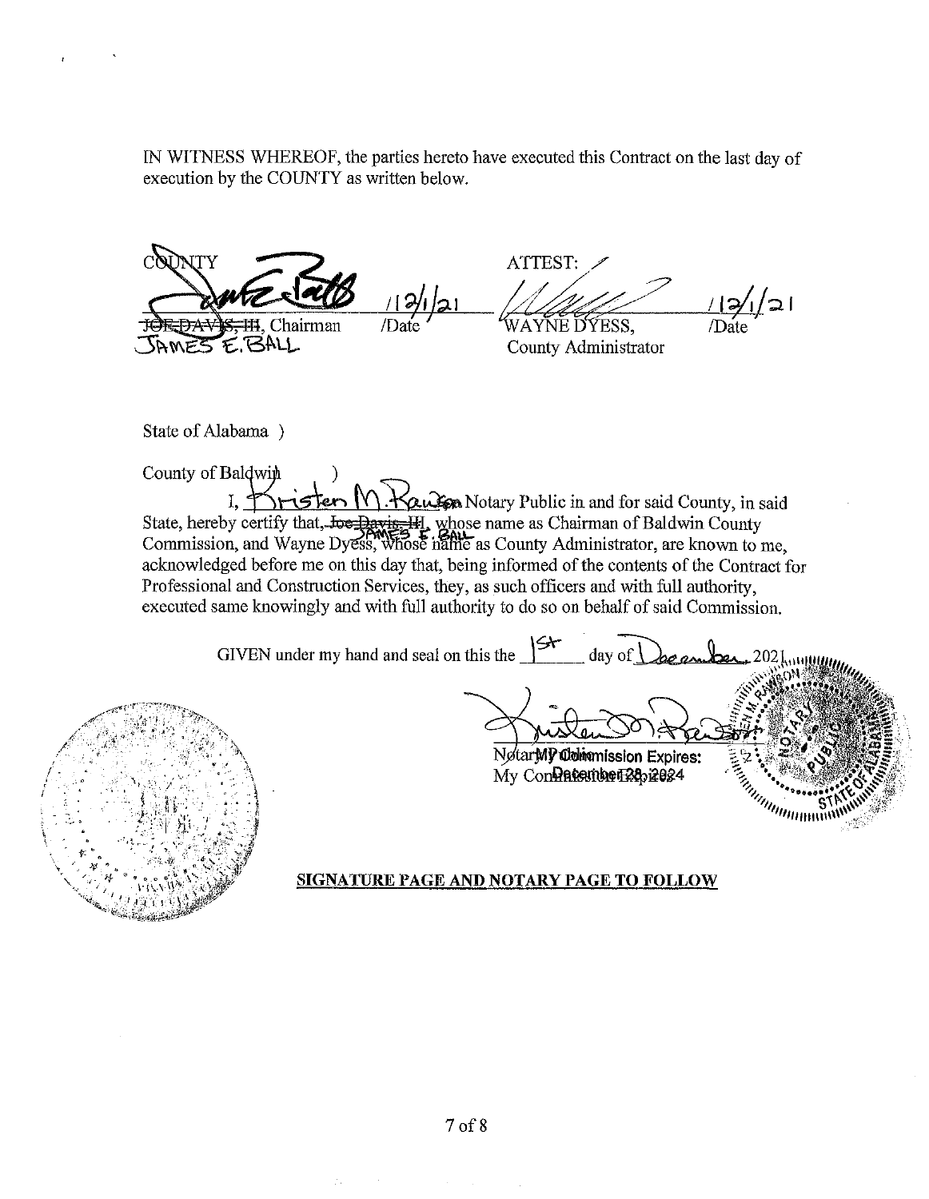IN WITNESS WHEREOF, the parties hereto have executed this Contract on the last day of execution by the COUNTY as written below.

| COUNTY | | ATTEST: | |
|---|---|---|---|
| ~~JOE DAVIS, III~~, Chairman JAMES E. BALL | 12/1/21 /Date | WAYNE DYESS, County Administrator | 12/1/21 /Date |

State of Alabama )

County of Baldwin )

I, Kristen M. Rawson Notary Public in and for said County, in said State, hereby certify that, ~~Joe Davis, III~~, JAMES E. BALL whose name as Chairman of Baldwin County Commission, and Wayne Dyess, whose name as County Administrator, are known to me, acknowledged before me on this day that, being informed of the contents of the Contract for Professional and Construction Services, they, as such officers and with full authority, executed same knowingly and with full authority to do so on behalf of said Commission.

GIVEN under my hand and seal on this the 1st day of December, 2021.

Notary Public

My Commission Expires: December 28, 2024

**SIGNATURE PAGE AND NOTARY PAGE TO FOLLOW**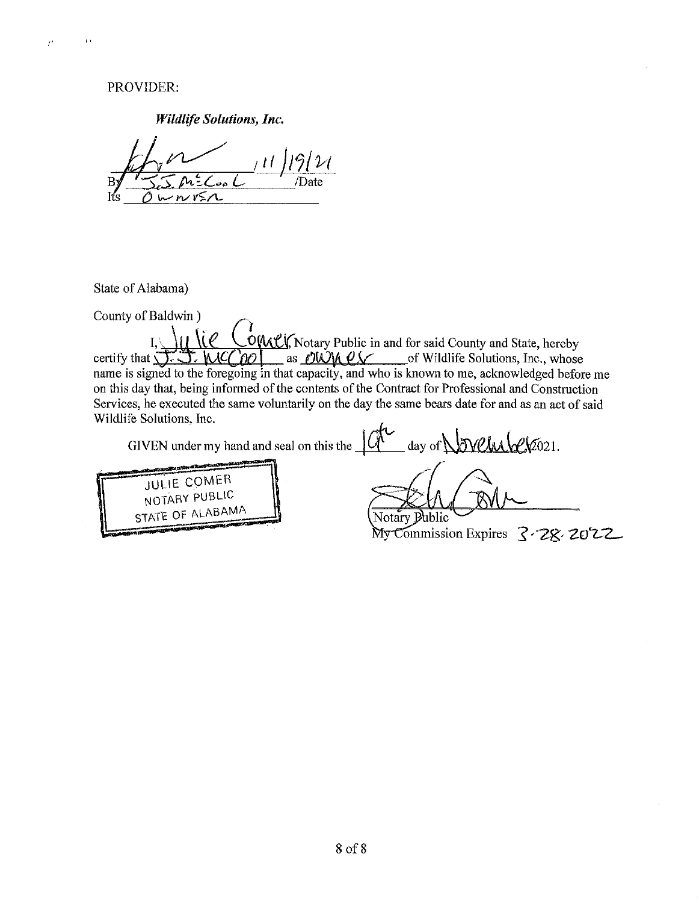PROVIDER:

***Wildlife Solutions, Inc.***

By J.J. McCool /11/19/21 /Date

Its Owner

State of Alabama)

County of Baldwin )

I, Julie Comer, Notary Public in and for said County and State, hereby certify that J. J. McCool as owner of Wildlife Solutions, Inc., whose name is signed to the foregoing in that capacity, and who is known to me, acknowledged before me on this day that, being informed of the contents of the Contract for Professional and Construction Services, he executed the same voluntarily on the day the same bears date for and as an act of said Wildlife Solutions, Inc.

GIVEN under my hand and seal on this the 19th day of November 2021.

JULIE COMER
NOTARY PUBLIC
STATE OF ALABAMA

Notary Public

My Commission Expires 3-28-2022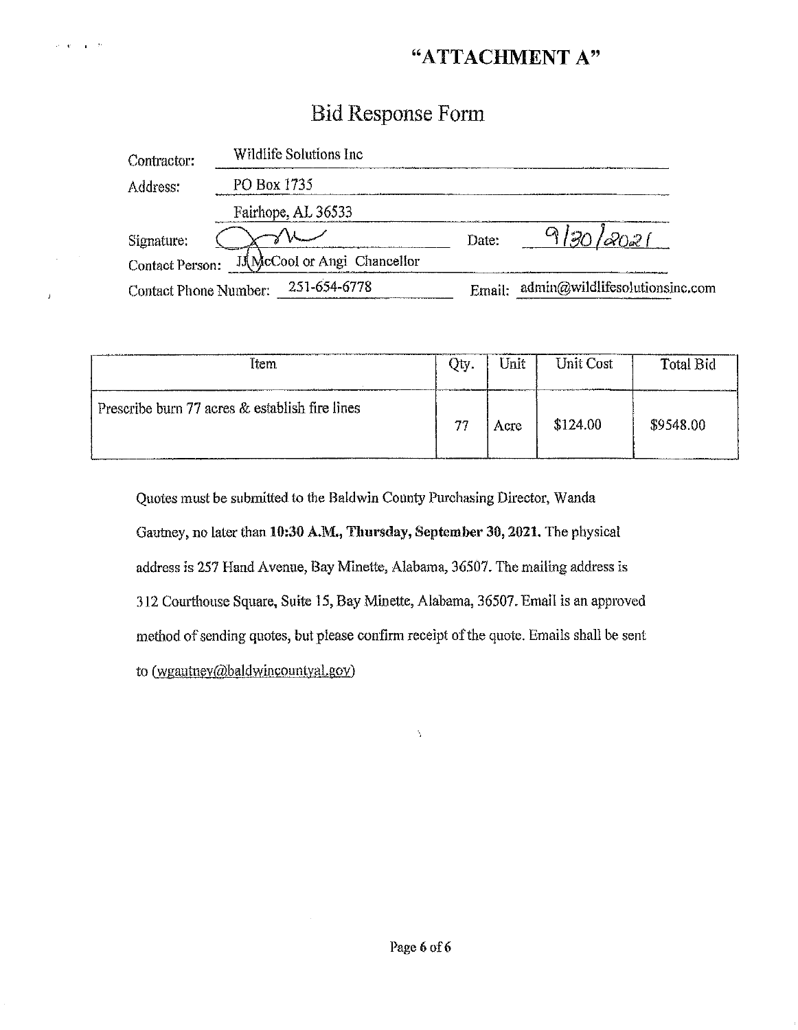# "ATTACHMENT A"

## Bid Response Form

Contractor: Wildlife Solutions Inc

Address: PO Box 1735

Fairhope, AL 36533

Signature: [signature] Date: 9/30/2021

Contact Person: JJ McCool or Angi Chancellor

Contact Phone Number: 251-654-6778 Email: admin@wildlifesolutionsinc.com

| Item | Qty. | Unit | Unit Cost | Total Bid |
|---|---|---|---|---|
| Prescribe burn 77 acres & establish fire lines | 77 | Acre | $124.00 | $9548.00 |

Quotes must be submitted to the Baldwin County Purchasing Director, Wanda Gautney, no later than **10:30 A.M., Thursday, September 30, 2021.** The physical address is 257 Hand Avenue, Bay Minette, Alabama, 36507. The mailing address is 312 Courthouse Square, Suite 15, Bay Minette, Alabama, 36507. Email is an approved method of sending quotes, but please confirm receipt of the quote. Emails shall be sent to (wgautney@baldwincountyal.gov)